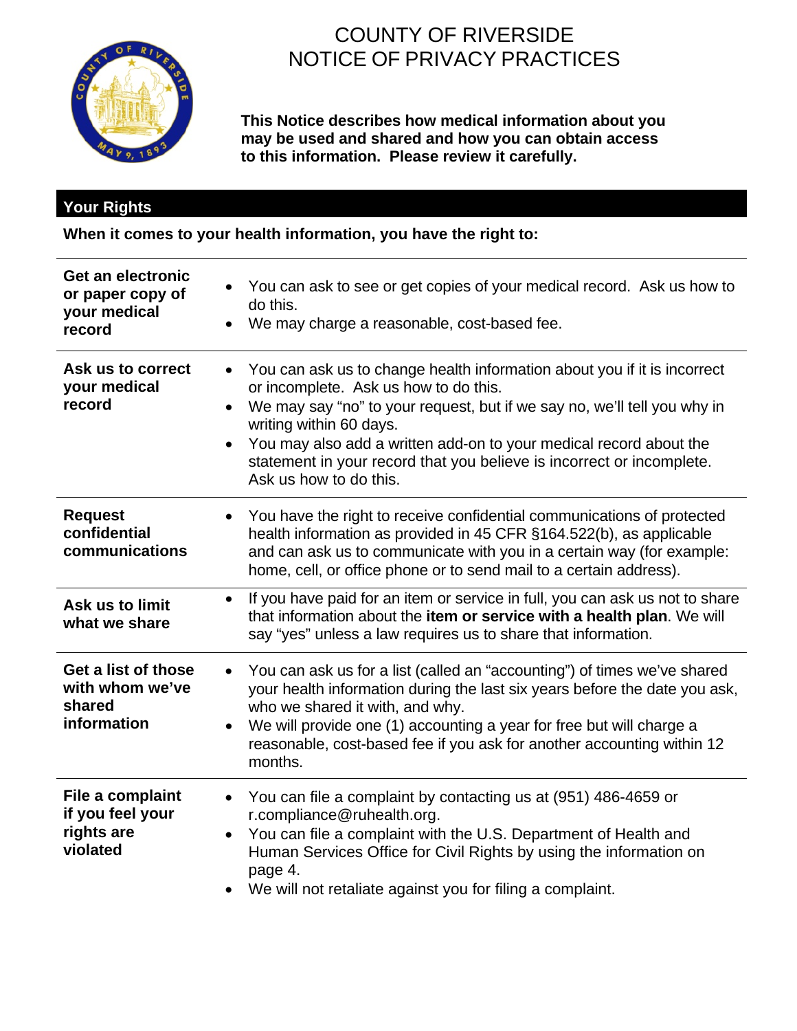# COUNTY OF RIVERSIDE
# NOTICE OF PRIVACY PRACTICES

**This Notice describes how medical information about you may be used and shared and how you can obtain access to this information. Please review it carefully.**

## Your Rights

**When it comes to your health information, you have the right to:**

| | |
|---|---|
| **Get an electronic or paper copy of your medical record** | • You can ask to see or get copies of your medical record. Ask us how to do this.<br>• We may charge a reasonable, cost-based fee. |
| **Ask us to correct your medical record** | • You can ask us to change health information about you if it is incorrect or incomplete. Ask us how to do this.<br>• We may say “no” to your request, but if we say no, we’ll tell you why in writing within 60 days.<br>• You may also add a written add-on to your medical record about the statement in your record that you believe is incorrect or incomplete. Ask us how to do this. |
| **Request confidential communications** | • You have the right to receive confidential communications of protected health information as provided in 45 CFR §164.522(b), as applicable and can ask us to communicate with you in a certain way (for example: home, cell, or office phone or to send mail to a certain address). |
| **Ask us to limit what we share** | • If you have paid for an item or service in full, you can ask us not to share that information about the **item or service with a health plan**. We will say “yes” unless a law requires us to share that information. |
| **Get a list of those with whom we’ve shared information** | • You can ask us for a list (called an “accounting”) of times we’ve shared your health information during the last six years before the date you ask, who we shared it with, and why.<br>• We will provide one (1) accounting a year for free but will charge a reasonable, cost-based fee if you ask for another accounting within 12 months. |
| **File a complaint if you feel your rights are violated** | • You can file a complaint by contacting us at (951) 486-4659 or r.compliance@ruhealth.org.<br>• You can file a complaint with the U.S. Department of Health and Human Services Office for Civil Rights by using the information on page 4.<br>• We will not retaliate against you for filing a complaint. |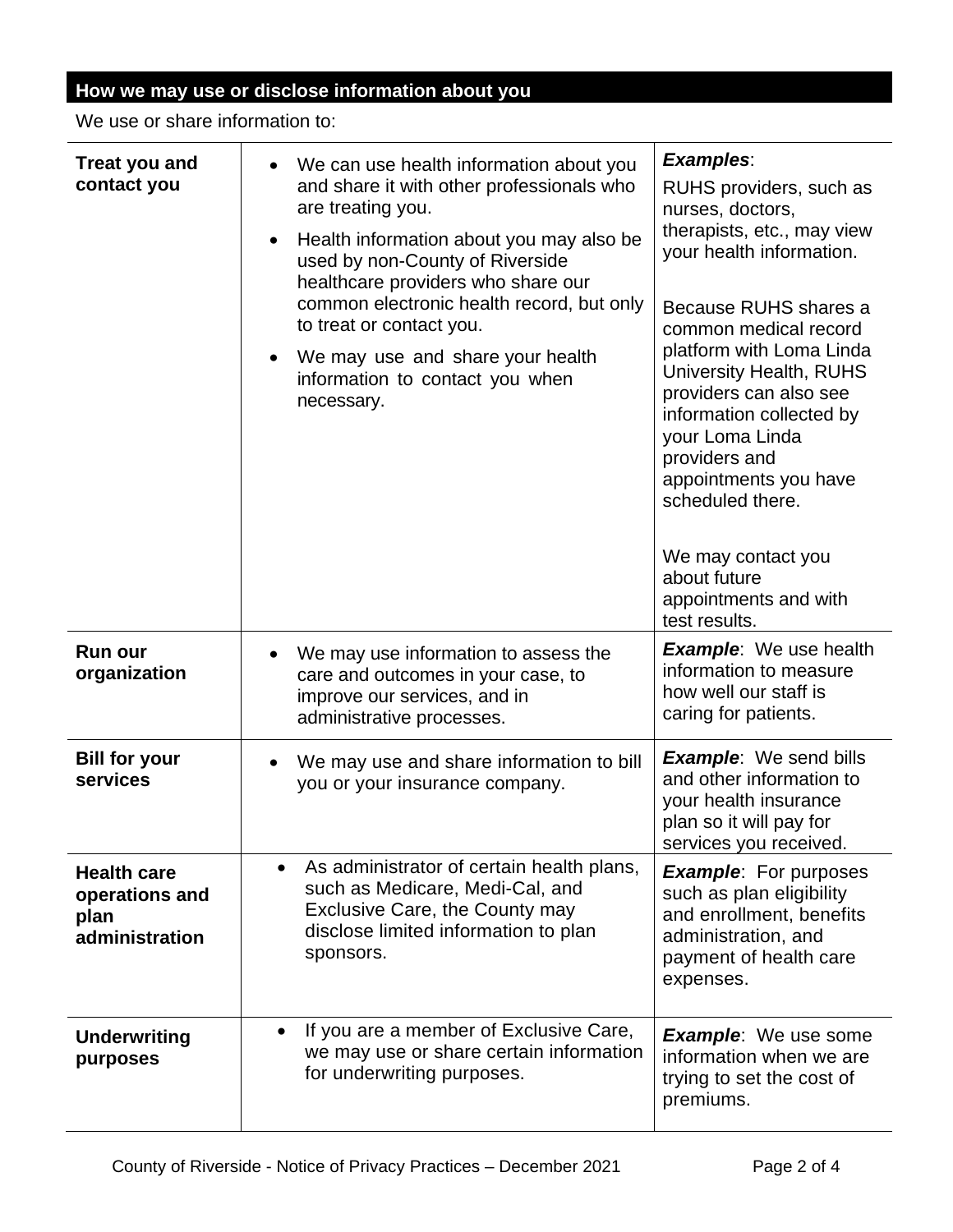## How we may use or disclose information about you

We use or share information to:

| | | |
|---|---|---|
| **Treat you and contact you** | • We can use health information about you and share it with other professionals who are treating you.<br>• Health information about you may also be used by non-County of Riverside healthcare providers who share our common electronic health record, but only to treat or contact you.<br>• We may use and share your health information to contact you when necessary. | ***Examples***:<br>RUHS providers, such as nurses, doctors, therapists, etc., may view your health information.<br><br>Because RUHS shares a common medical record platform with Loma Linda University Health, RUHS providers can also see information collected by your Loma Linda providers and appointments you have scheduled there.<br><br>We may contact you about future appointments and with test results. |
| **Run our organization** | • We may use information to assess the care and outcomes in your case, to improve our services, and in administrative processes. | ***Example***: We use health information to measure how well our staff is caring for patients. |
| **Bill for your services** | • We may use and share information to bill you or your insurance company. | ***Example***: We send bills and other information to your health insurance plan so it will pay for services you received. |
| **Health care operations and plan administration** | • As administrator of certain health plans, such as Medicare, Medi-Cal, and Exclusive Care, the County may disclose limited information to plan sponsors. | ***Example***: For purposes such as plan eligibility and enrollment, benefits administration, and payment of health care expenses. |
| **Underwriting purposes** | • If you are a member of Exclusive Care, we may use or share certain information for underwriting purposes. | ***Example***: We use some information when we are trying to set the cost of premiums. |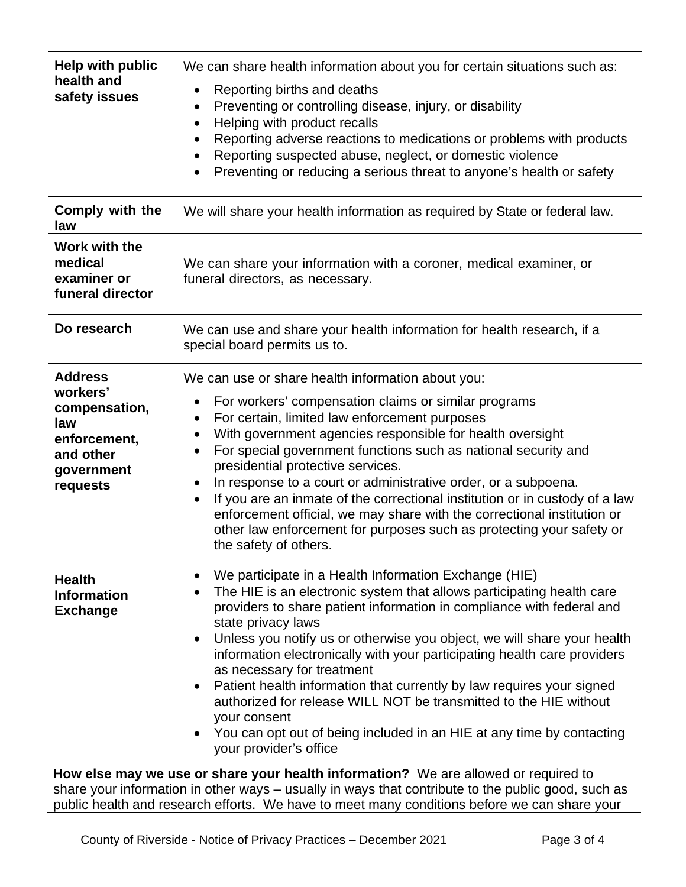| | |
|---|---|
| **Help with public health and safety issues** | We can share health information about you for certain situations such as:<br>• Reporting births and deaths<br>• Preventing or controlling disease, injury, or disability<br>• Helping with product recalls<br>• Reporting adverse reactions to medications or problems with products<br>• Reporting suspected abuse, neglect, or domestic violence<br>• Preventing or reducing a serious threat to anyone's health or safety |
| **Comply with the law** | We will share your health information as required by State or federal law. |
| **Work with the medical examiner or funeral director** | We can share your information with a coroner, medical examiner, or funeral directors, as necessary. |
| **Do research** | We can use and share your health information for health research, if a special board permits us to. |
| **Address workers' compensation, law enforcement, and other government requests** | We can use or share health information about you:<br>• For workers' compensation claims or similar programs<br>• For certain, limited law enforcement purposes<br>• With government agencies responsible for health oversight<br>• For special government functions such as national security and presidential protective services.<br>• In response to a court or administrative order, or a subpoena.<br>• If you are an inmate of the correctional institution or in custody of a law enforcement official, we may share with the correctional institution or other law enforcement for purposes such as protecting your safety or the safety of others. |
| **Health Information Exchange** | • We participate in a Health Information Exchange (HIE)<br>• The HIE is an electronic system that allows participating health care providers to share patient information in compliance with federal and state privacy laws<br>• Unless you notify us or otherwise you object, we will share your health information electronically with your participating health care providers as necessary for treatment<br>• Patient health information that currently by law requires your signed authorized for release WILL NOT be transmitted to the HIE without your consent<br>• You can opt out of being included in an HIE at any time by contacting your provider's office |

**How else may we use or share your health information?** We are allowed or required to share your information in other ways – usually in ways that contribute to the public good, such as public health and research efforts. We have to meet many conditions before we can share your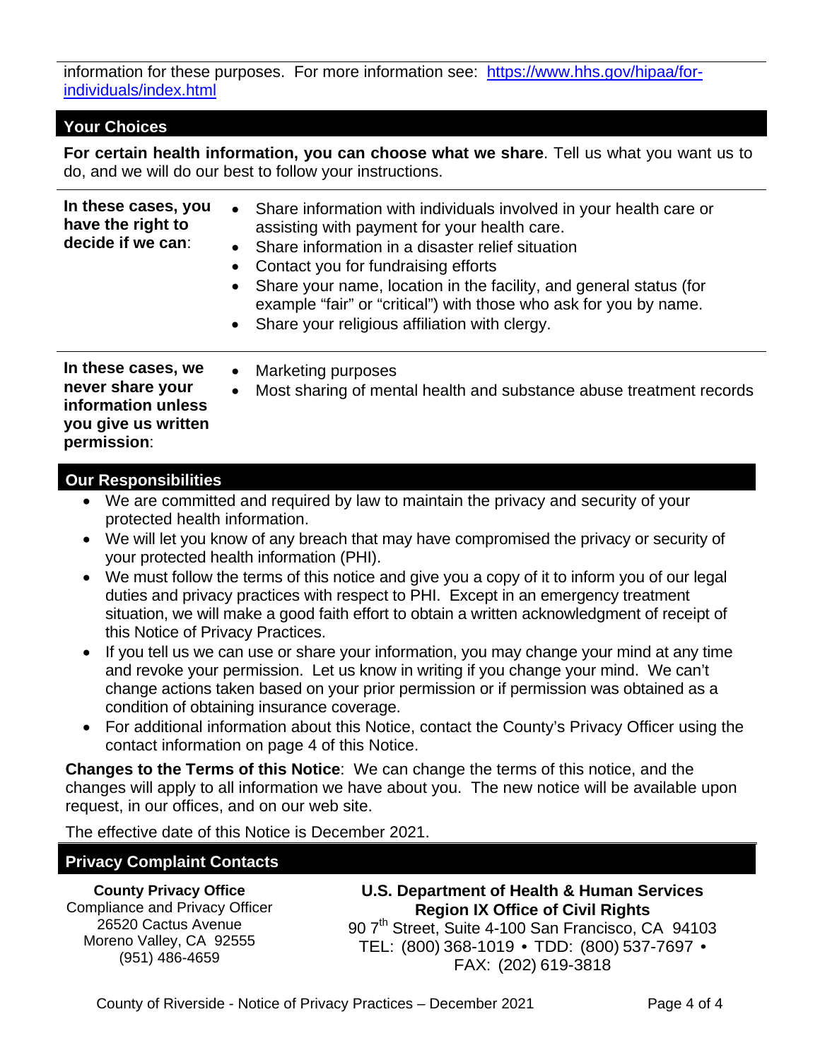information for these purposes. For more information see: [https://www.hhs.gov/hipaa/for-individuals/index.html](https://www.hhs.gov/hipaa/for-individuals/index.html)

## Your Choices

**For certain health information, you can choose what we share**. Tell us what you want us to do, and we will do our best to follow your instructions.

| | |
|---|---|
| **In these cases, you have the right to decide if we can**: | • Share information with individuals involved in your health care or assisting with payment for your health care.<br>• Share information in a disaster relief situation<br>• Contact you for fundraising efforts<br>• Share your name, location in the facility, and general status (for example "fair" or "critical") with those who ask for you by name.<br>• Share your religious affiliation with clergy. |
| **In these cases, we never share your information unless you give us written permission**: | • Marketing purposes<br>• Most sharing of mental health and substance abuse treatment records |

## Our Responsibilities

- We are committed and required by law to maintain the privacy and security of your protected health information.
- We will let you know of any breach that may have compromised the privacy or security of your protected health information (PHI).
- We must follow the terms of this notice and give you a copy of it to inform you of our legal duties and privacy practices with respect to PHI. Except in an emergency treatment situation, we will make a good faith effort to obtain a written acknowledgment of receipt of this Notice of Privacy Practices.
- If you tell us we can use or share your information, you may change your mind at any time and revoke your permission. Let us know in writing if you change your mind. We can't change actions taken based on your prior permission or if permission was obtained as a condition of obtaining insurance coverage.
- For additional information about this Notice, contact the County's Privacy Officer using the contact information on page 4 of this Notice.

**Changes to the Terms of this Notice**: We can change the terms of this notice, and the changes will apply to all information we have about you. The new notice will be available upon request, in our offices, and on our web site.

The effective date of this Notice is December 2021.

## Privacy Complaint Contacts

**County Privacy Office**
Compliance and Privacy Officer
26520 Cactus Avenue
Moreno Valley, CA 92555
(951) 486-4659

**U.S. Department of Health & Human Services**
**Region IX Office of Civil Rights**
90 7th Street, Suite 4-100 San Francisco, CA 94103
TEL: (800) 368-1019 • TDD: (800) 537-7697 •
FAX: (202) 619-3818